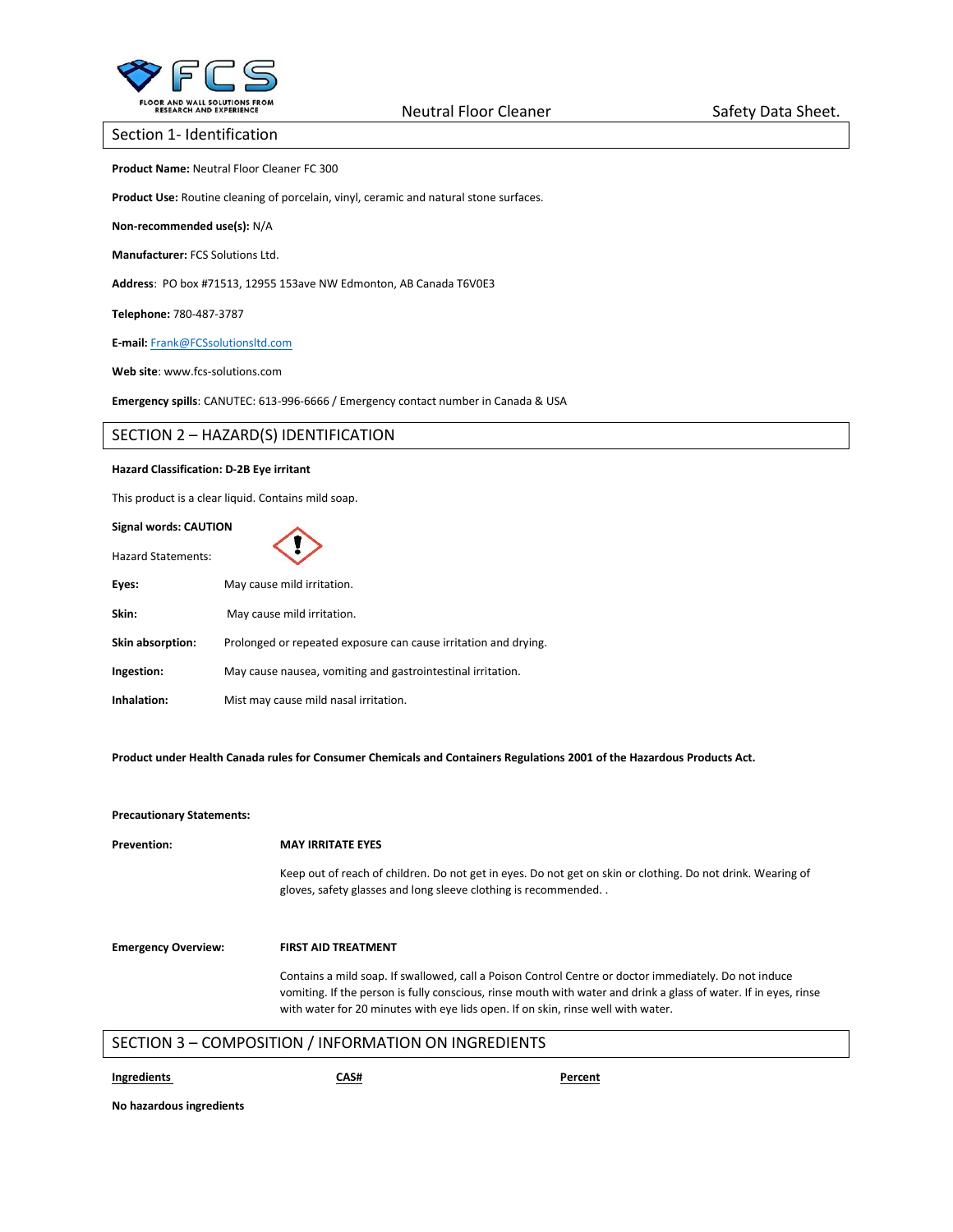Neutral Floor Cleaner

Safety Data Sheet.

## Section 1- Identification

**Product Name:** Neutral Floor Cleaner FC 300

**Product Use:** Routine cleaning of porcelain, vinyl, ceramic and natural stone surfaces.

**Non-recommended use(s):** N/A

**Manufacturer:** FCS Solutions Ltd.

**Address**: PO box #71513, 12955 153ave NW Edmonton, AB Canada T6V0E3

**Telephone:** 780-487-3787

**E-mail:** Frank@FCSsolutionsltd.com

**Web site**: www.fcs-solutions.com

**Emergency spills**: CANUTEC: 613-996-6666 / Emergency contact number in Canada & USA

## SECTION 2 – HAZARD(S) IDENTIFICATION

**Hazard Classification: D-2B Eye irritant**

This product is a clear liquid. Contains mild soap.

**Signal words: CAUTION**

Hazard Statements:

**Eyes:** May cause mild irritation.

**Skin:** May cause mild irritation.

**Skin absorption:** Prolonged or repeated exposure can cause irritation and drying.

**Ingestion:** May cause nausea, vomiting and gastrointestinal irritation.

**Inhalation:** Mist may cause mild nasal irritation.

**Product under Health Canada rules for Consumer Chemicals and Containers Regulations 2001 of the Hazardous Products Act.**

**Precautionary Statements:**

**Prevention:** **MAY IRRITATE EYES**

Keep out of reach of children. Do not get in eyes. Do not get on skin or clothing. Do not drink. Wearing of gloves, safety glasses and long sleeve clothing is recommended. .

**Emergency Overview:** **FIRST AID TREATMENT**

Contains a mild soap. If swallowed, call a Poison Control Centre or doctor immediately. Do not induce vomiting. If the person is fully conscious, rinse mouth with water and drink a glass of water. If in eyes, rinse with water for 20 minutes with eye lids open. If on skin, rinse well with water.

## SECTION 3 – COMPOSITION / INFORMATION ON INGREDIENTS

| Ingredients | CAS# | Percent |
|---|---|---|
| **No hazardous ingredients** | | |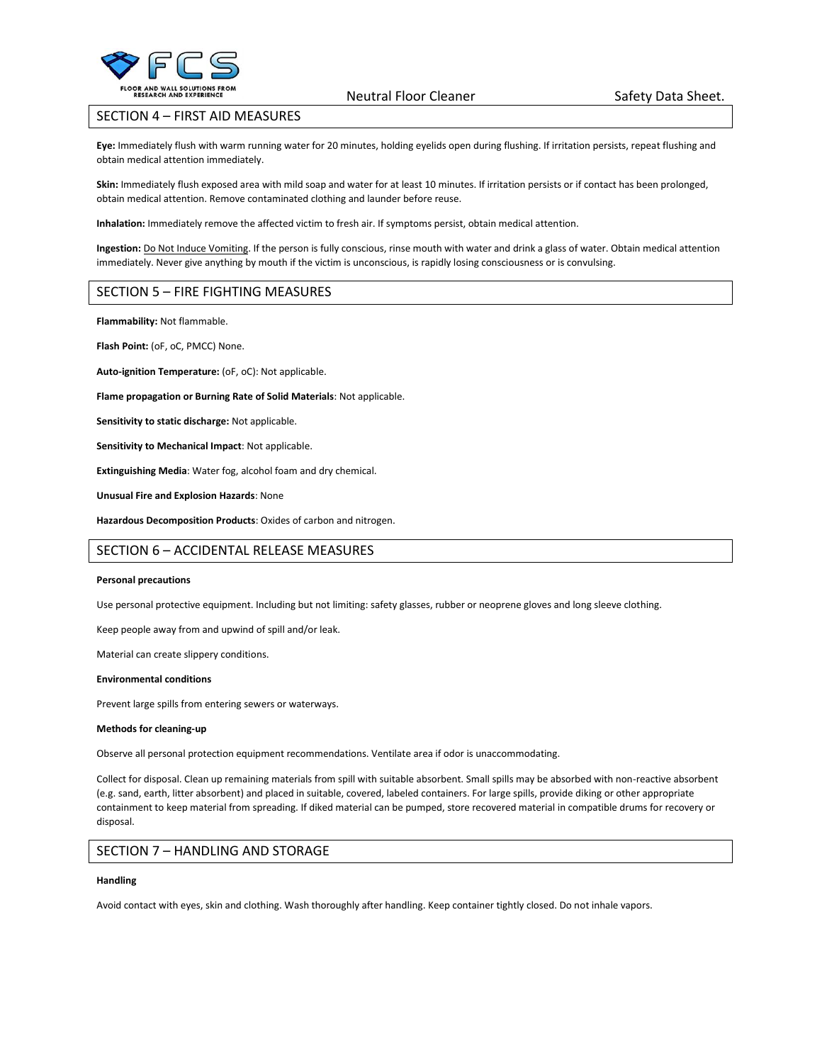## SECTION 4 – FIRST AID MEASURES

**Eye:** Immediately flush with warm running water for 20 minutes, holding eyelids open during flushing. If irritation persists, repeat flushing and obtain medical attention immediately.

**Skin:** Immediately flush exposed area with mild soap and water for at least 10 minutes. If irritation persists or if contact has been prolonged, obtain medical attention. Remove contaminated clothing and launder before reuse.

**Inhalation:** Immediately remove the affected victim to fresh air. If symptoms persist, obtain medical attention.

**Ingestion:** Do Not Induce Vomiting. If the person is fully conscious, rinse mouth with water and drink a glass of water. Obtain medical attention immediately. Never give anything by mouth if the victim is unconscious, is rapidly losing consciousness or is convulsing.

## SECTION 5 – FIRE FIGHTING MEASURES

**Flammability:** Not flammable.

**Flash Point:** (oF, oC, PMCC) None.

**Auto-ignition Temperature:** (oF, oC): Not applicable.

**Flame propagation or Burning Rate of Solid Materials**: Not applicable.

**Sensitivity to static discharge:** Not applicable.

**Sensitivity to Mechanical Impact**: Not applicable.

**Extinguishing Media**: Water fog, alcohol foam and dry chemical.

**Unusual Fire and Explosion Hazards**: None

**Hazardous Decomposition Products**: Oxides of carbon and nitrogen.

## SECTION 6 – ACCIDENTAL RELEASE MEASURES

**Personal precautions**

Use personal protective equipment. Including but not limiting: safety glasses, rubber or neoprene gloves and long sleeve clothing.

Keep people away from and upwind of spill and/or leak.

Material can create slippery conditions.

**Environmental conditions**

Prevent large spills from entering sewers or waterways.

**Methods for cleaning-up**

Observe all personal protection equipment recommendations. Ventilate area if odor is unaccommodating.

Collect for disposal. Clean up remaining materials from spill with suitable absorbent. Small spills may be absorbed with non-reactive absorbent (e.g. sand, earth, litter absorbent) and placed in suitable, covered, labeled containers. For large spills, provide diking or other appropriate containment to keep material from spreading. If diked material can be pumped, store recovered material in compatible drums for recovery or disposal.

## SECTION 7 – HANDLING AND STORAGE

**Handling**

Avoid contact with eyes, skin and clothing. Wash thoroughly after handling. Keep container tightly closed. Do not inhale vapors.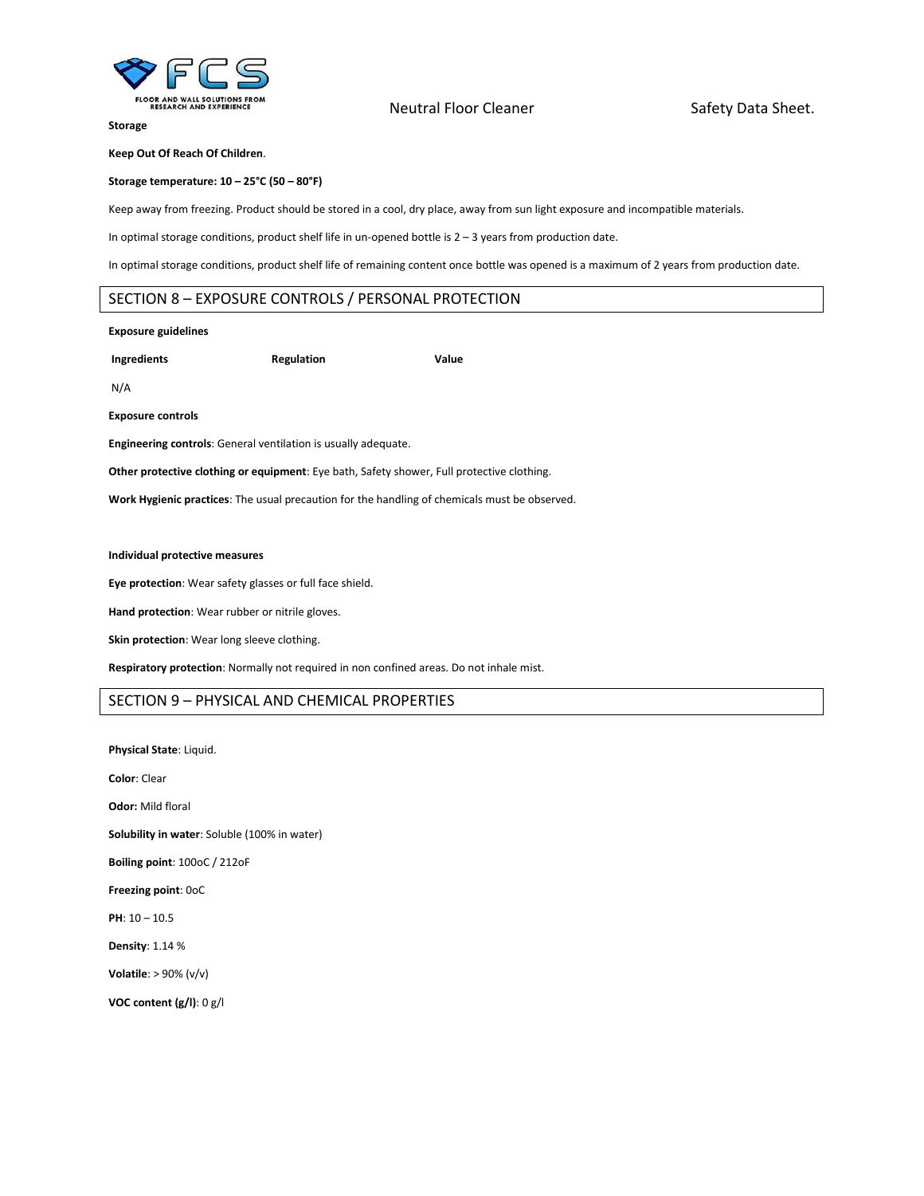**Storage**

**Keep Out Of Reach Of Children**.

**Storage temperature: 10 – 25°C (50 – 80°F)**

Keep away from freezing. Product should be stored in a cool, dry place, away from sun light exposure and incompatible materials.

In optimal storage conditions, product shelf life in un-opened bottle is 2 – 3 years from production date.

In optimal storage conditions, product shelf life of remaining content once bottle was opened is a maximum of 2 years from production date.

## SECTION 8 – EXPOSURE CONTROLS / PERSONAL PROTECTION

**Exposure guidelines**

| Ingredients | Regulation | Value |
| --- | --- | --- |
| N/A | | |

**Exposure controls**

**Engineering controls**: General ventilation is usually adequate.

**Other protective clothing or equipment**: Eye bath, Safety shower, Full protective clothing.

**Work Hygienic practices**: The usual precaution for the handling of chemicals must be observed.

**Individual protective measures**

**Eye protection**: Wear safety glasses or full face shield.

**Hand protection**: Wear rubber or nitrile gloves.

**Skin protection**: Wear long sleeve clothing.

**Respiratory protection**: Normally not required in non confined areas. Do not inhale mist.

## SECTION 9 – PHYSICAL AND CHEMICAL PROPERTIES

**Physical State**: Liquid.

**Color**: Clear

**Odor:** Mild floral

**Solubility in water**: Soluble (100% in water)

**Boiling point**: 100oC / 212oF

**Freezing point**: 0oC

**PH**: 10 – 10.5

**Density**: 1.14 %

**Volatile**: > 90% (v/v)

**VOC content (g/l)**: 0 g/l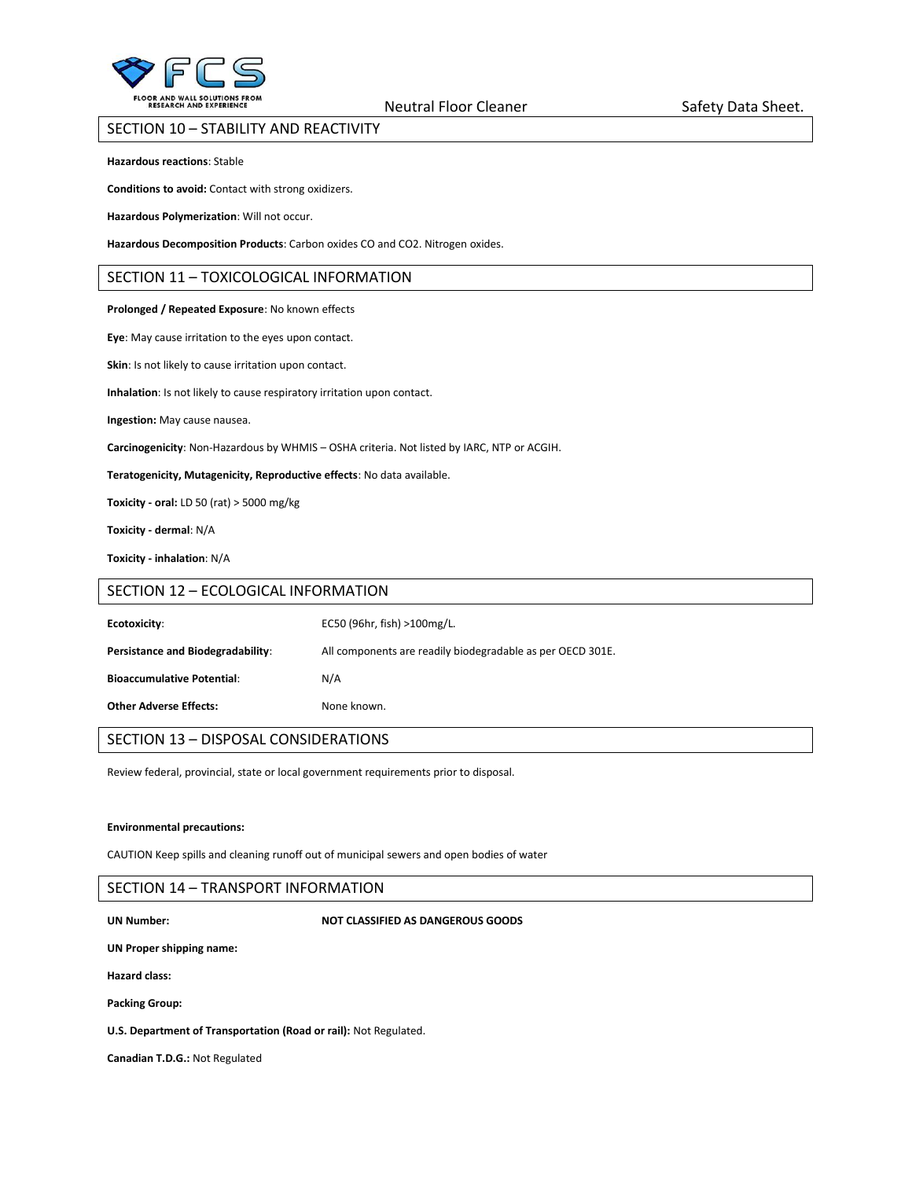## SECTION 10 – STABILITY AND REACTIVITY

**Hazardous reactions**: Stable

**Conditions to avoid:** Contact with strong oxidizers.

**Hazardous Polymerization**: Will not occur.

**Hazardous Decomposition Products**: Carbon oxides CO and $CO_2$. Nitrogen oxides.

## SECTION 11 – TOXICOLOGICAL INFORMATION

**Prolonged / Repeated Exposure**: No known effects

**Eye**: May cause irritation to the eyes upon contact.

**Skin**: Is not likely to cause irritation upon contact.

**Inhalation**: Is not likely to cause respiratory irritation upon contact.

**Ingestion:** May cause nausea.

**Carcinogenicity**: Non-Hazardous by WHMIS – OSHA criteria. Not listed by IARC, NTP or ACGIH.

**Teratogenicity, Mutagenicity, Reproductive effects**: No data available.

**Toxicity - oral:** LD 50 (rat) > 5000 mg/kg

**Toxicity - dermal**: N/A

**Toxicity - inhalation**: N/A

## SECTION 12 – ECOLOGICAL INFORMATION

| | |
|---|---|
| **Ecotoxicity**: | EC50 (96hr, fish) >100mg/L. |
| **Persistance and Biodegradability**: | All components are readily biodegradable as per OECD 301E. |
| **Bioaccumulative Potential**: | N/A |
| **Other Adverse Effects:** | None known. |

## SECTION 13 – DISPOSAL CONSIDERATIONS

Review federal, provincial, state or local government requirements prior to disposal.

**Environmental precautions:**

CAUTION Keep spills and cleaning runoff out of municipal sewers and open bodies of water

## SECTION 14 – TRANSPORT INFORMATION

| | |
|---|---|
| **UN Number:** | **NOT CLASSIFIED AS DANGEROUS GOODS** |
| **UN Proper shipping name:** | |
| **Hazard class:** | |
| **Packing Group:** | |

**U.S. Department of Transportation (Road or rail):** Not Regulated.

**Canadian T.D.G.:** Not Regulated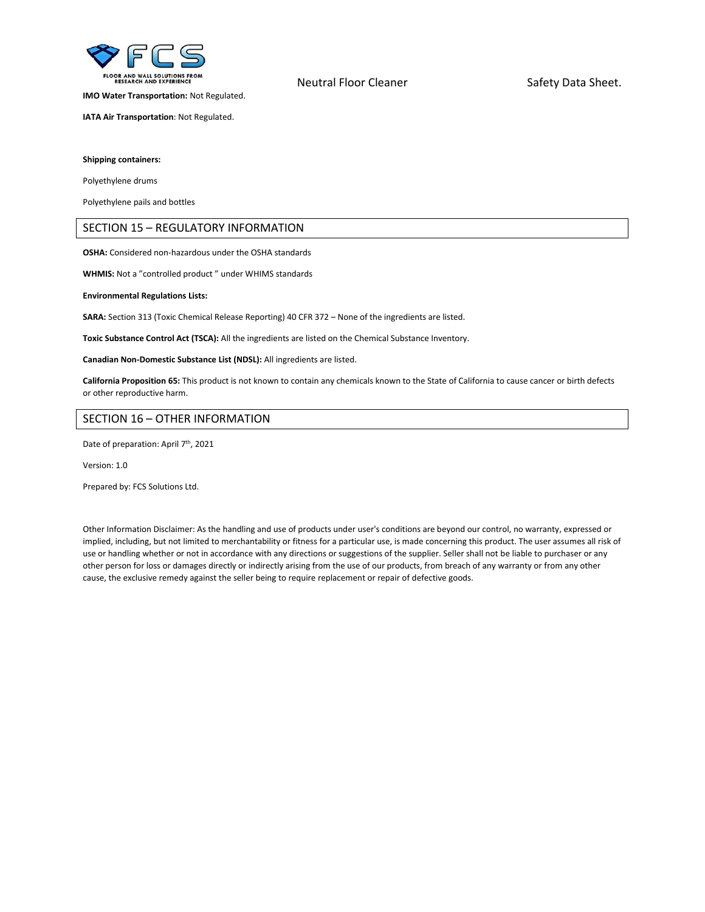**IMO Water Transportation:** Not Regulated.

**IATA Air Transportation**: Not Regulated.

**Shipping containers:**

Polyethylene drums

Polyethylene pails and bottles

## SECTION 15 – REGULATORY INFORMATION

**OSHA:** Considered non-hazardous under the OSHA standards

**WHMIS:** Not a "controlled product " under WHIMS standards

**Environmental Regulations Lists:**

**SARA:** Section 313 (Toxic Chemical Release Reporting) 40 CFR 372 – None of the ingredients are listed.

**Toxic Substance Control Act (TSCA):** All the ingredients are listed on the Chemical Substance Inventory.

**Canadian Non-Domestic Substance List (NDSL):** All ingredients are listed.

**California Proposition 65:** This product is not known to contain any chemicals known to the State of California to cause cancer or birth defects or other reproductive harm.

## SECTION 16 – OTHER INFORMATION

Date of preparation: April 7th, 2021

Version: 1.0

Prepared by: FCS Solutions Ltd.

Other Information Disclaimer: As the handling and use of products under user's conditions are beyond our control, no warranty, expressed or implied, including, but not limited to merchantability or fitness for a particular use, is made concerning this product. The user assumes all risk of use or handling whether or not in accordance with any directions or suggestions of the supplier. Seller shall not be liable to purchaser or any other person for loss or damages directly or indirectly arising from the use of our products, from breach of any warranty or from any other cause, the exclusive remedy against the seller being to require replacement or repair of defective goods.